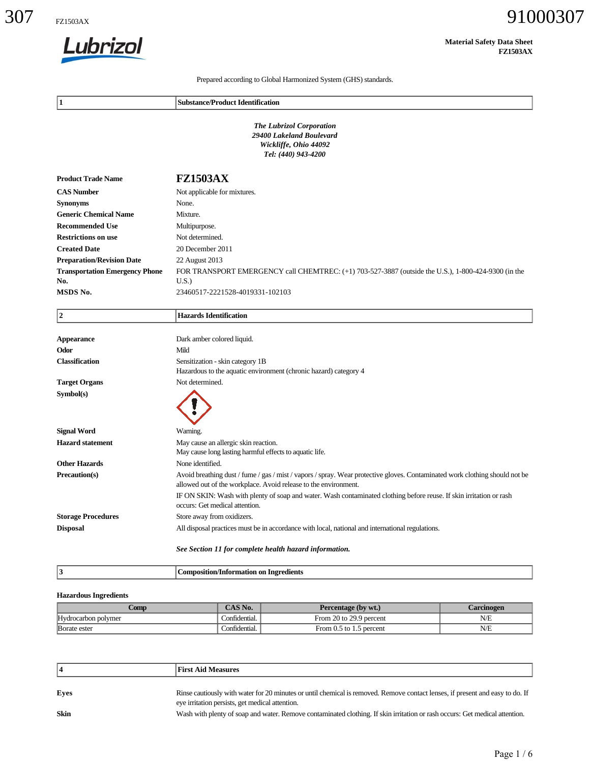Lubrizol

**Material Safety Data Sheet**
**FZ1503AX**

Prepared according to Global Harmonized System (GHS) standards.

## 1 Substance/Product Identification

***The Lubrizol Corporation***
***29400 Lakeland Boulevard***
***Wickliffe, Ohio 44092***
***Tel: (440) 943-4200***

| | |
|---|---|
| **Product Trade Name** | **FZ1503AX** |
| **CAS Number** | Not applicable for mixtures. |
| **Synonyms** | None. |
| **Generic Chemical Name** | Mixture. |
| **Recommended Use** | Multipurpose. |
| **Restrictions on use** | Not determined. |
| **Created Date** | 20 December 2011 |
| **Preparation/Revision Date** | 22 August 2013 |
| **Transportation Emergency Phone No.** | FOR TRANSPORT EMERGENCY call CHEMTREC: (+1) 703-527-3887 (outside the U.S.), 1-800-424-9300 (in the U.S.) |
| **MSDS No.** | 23460517-2221528-4019331-102103 |

## 2 Hazards Identification

| | |
|---|---|
| **Appearance** | Dark amber colored liquid. |
| **Odor** | Mild |
| **Classification** | Sensitization - skin category 1B<br>Hazardous to the aquatic environment (chronic hazard) category 4 |
| **Target Organs** | Not determined. |
| **Symbol(s)** | |
| **Signal Word** | Warning. |
| **Hazard statement** | May cause an allergic skin reaction.<br>May cause long lasting harmful effects to aquatic life. |
| **Other Hazards** | None identified. |
| **Precaution(s)** | Avoid breathing dust / fume / gas / mist / vapors / spray. Wear protective gloves. Contaminated work clothing should not be allowed out of the workplace. Avoid release to the environment.<br>IF ON SKIN: Wash with plenty of soap and water. Wash contaminated clothing before reuse. If skin irritation or rash occurs: Get medical attention. |
| **Storage Procedures** | Store away from oxidizers. |
| **Disposal** | All disposal practices must be in accordance with local, national and international regulations. |

***See Section 11 for complete health hazard information.***

## 3 Composition/Information on Ingredients

**Hazardous Ingredients**

| Comp | CAS No. | Percentage (by wt.) | Carcinogen |
|---|---|---|---|
| Hydrocarbon polymer | Confidential. | From 20 to 29.9 percent | N/E |
| Borate ester | Confidential. | From 0.5 to 1.5 percent | N/E |

## 4 First Aid Measures

| | |
|---|---|
| **Eyes** | Rinse cautiously with water for 20 minutes or until chemical is removed. Remove contact lenses, if present and easy to do. If eye irritation persists, get medical attention. |
| **Skin** | Wash with plenty of soap and water. Remove contaminated clothing. If skin irritation or rash occurs: Get medical attention. |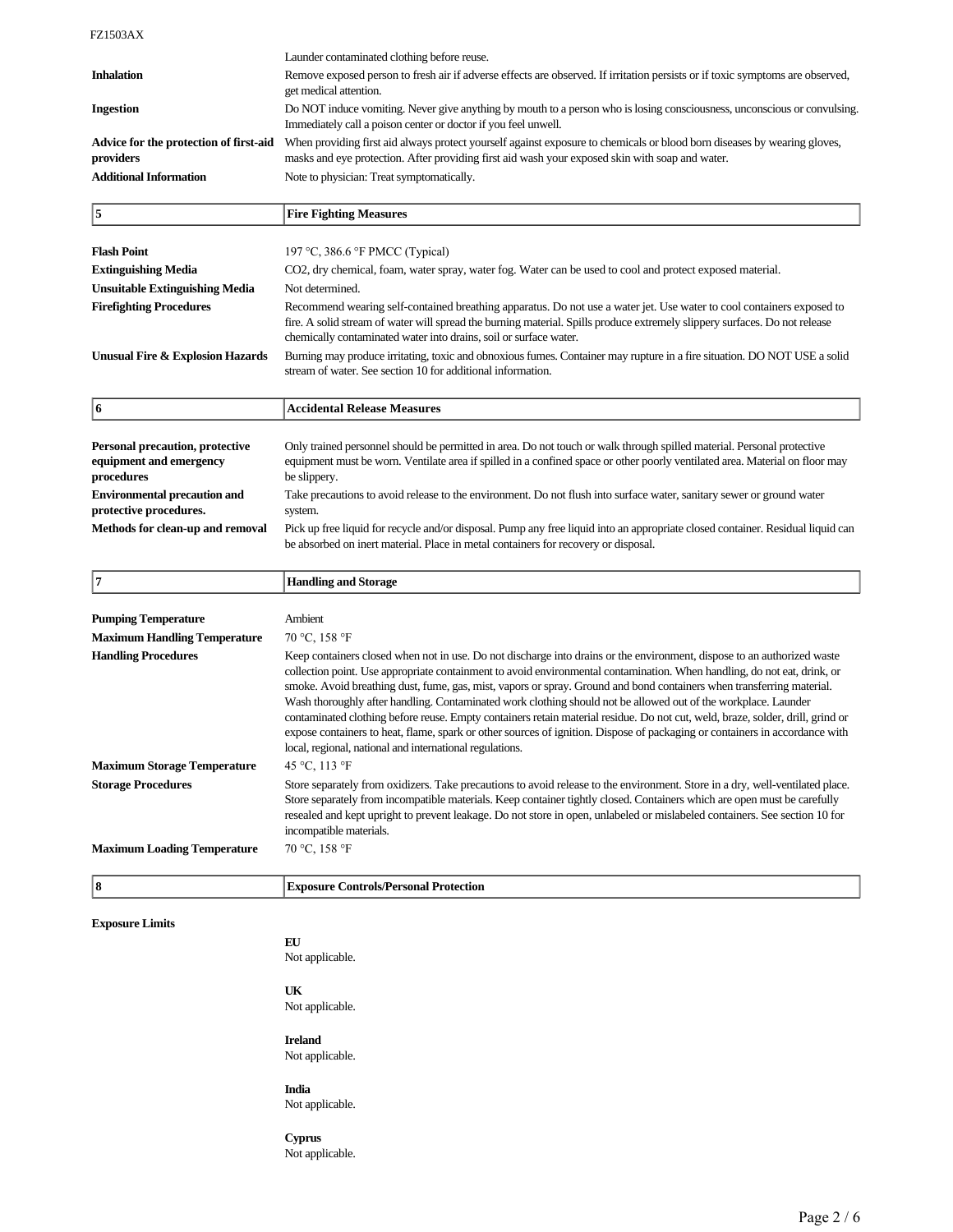| | |
|---|---|
| | Launder contaminated clothing before reuse. |
| **Inhalation** | Remove exposed person to fresh air if adverse effects are observed. If irritation persists or if toxic symptoms are observed, get medical attention. |
| **Ingestion** | Do NOT induce vomiting. Never give anything by mouth to a person who is losing consciousness, unconscious or convulsing. Immediately call a poison center or doctor if you feel unwell. |
| **Advice for the protection of first-aid providers** | When providing first aid always protect yourself against exposure to chemicals or blood born diseases by wearing gloves, masks and eye protection. After providing first aid wash your exposed skin with soap and water. |
| **Additional Information** | Note to physician: Treat symptomatically. |

## 5 Fire Fighting Measures

| | |
|---|---|
| **Flash Point** | 197 °C, 386.6 °F PMCC (Typical) |
| **Extinguishing Media** | $CO_2$, dry chemical, foam, water spray, water fog. Water can be used to cool and protect exposed material. |
| **Unsuitable Extinguishing Media** | Not determined. |
| **Firefighting Procedures** | Recommend wearing self-contained breathing apparatus. Do not use a water jet. Use water to cool containers exposed to fire. A solid stream of water will spread the burning material. Spills produce extremely slippery surfaces. Do not release chemically contaminated water into drains, soil or surface water. |
| **Unusual Fire & Explosion Hazards** | Burning may produce irritating, toxic and obnoxious fumes. Container may rupture in a fire situation. DO NOT USE a solid stream of water. See section 10 for additional information. |

## 6 Accidental Release Measures

| | |
|---|---|
| **Personal precaution, protective equipment and emergency procedures** | Only trained personnel should be permitted in area. Do not touch or walk through spilled material. Personal protective equipment must be worn. Ventilate area if spilled in a confined space or other poorly ventilated area. Material on floor may be slippery. |
| **Environmental precaution and protective procedures.** | Take precautions to avoid release to the environment. Do not flush into surface water, sanitary sewer or ground water system. |
| **Methods for clean-up and removal** | Pick up free liquid for recycle and/or disposal. Pump any free liquid into an appropriate closed container. Residual liquid can be absorbed on inert material. Place in metal containers for recovery or disposal. |

## 7 Handling and Storage

| | |
|---|---|
| **Pumping Temperature** | Ambient |
| **Maximum Handling Temperature** | 70 °C, 158 °F |
| **Handling Procedures** | Keep containers closed when not in use. Do not discharge into drains or the environment, dispose to an authorized waste collection point. Use appropriate containment to avoid environmental contamination. When handling, do not eat, drink, or smoke. Avoid breathing dust, fume, gas, mist, vapors or spray. Ground and bond containers when transferring material. Wash thoroughly after handling. Contaminated work clothing should not be allowed out of the workplace. Launder contaminated clothing before reuse. Empty containers retain material residue. Do not cut, weld, braze, solder, drill, grind or expose containers to heat, flame, spark or other sources of ignition. Dispose of packaging or containers in accordance with local, regional, national and international regulations. |
| **Maximum Storage Temperature** | 45 °C, 113 °F |
| **Storage Procedures** | Store separately from oxidizers. Take precautions to avoid release to the environment. Store in a dry, well-ventilated place. Store separately from incompatible materials. Keep container tightly closed. Containers which are open must be carefully resealed and kept upright to prevent leakage. Do not store in open, unlabeled or mislabeled containers. See section 10 for incompatible materials. |
| **Maximum Loading Temperature** | 70 °C, 158 °F |

## 8 Exposure Controls/Personal Protection

**Exposure Limits**

**EU**
Not applicable.

**UK**
Not applicable.

**Ireland**
Not applicable.

**India**
Not applicable.

**Cyprus**
Not applicable.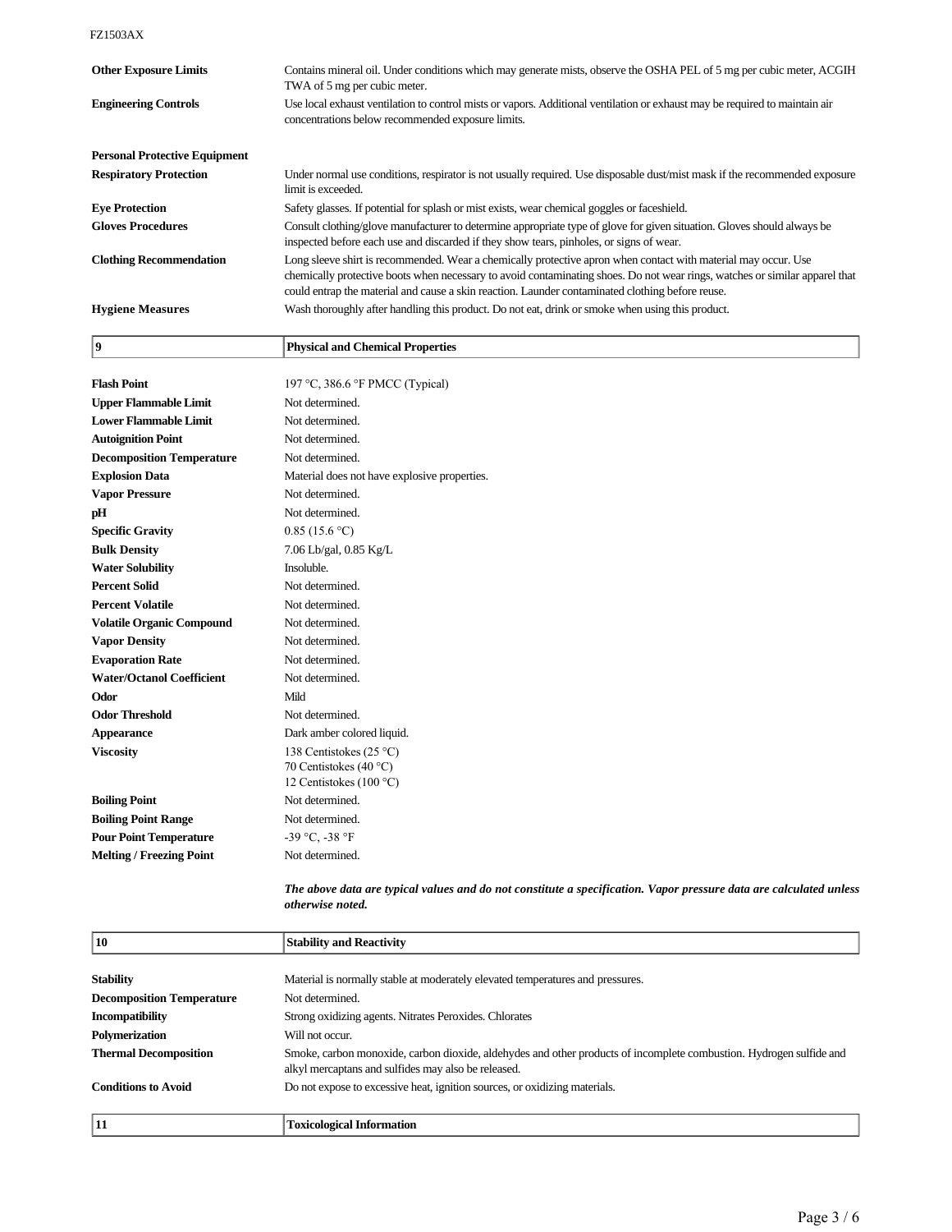| | |
|---|---|
| **Other Exposure Limits** | Contains mineral oil. Under conditions which may generate mists, observe the OSHA PEL of 5 mg per cubic meter, ACGIH TWA of 5 mg per cubic meter. |
| **Engineering Controls** | Use local exhaust ventilation to control mists or vapors. Additional ventilation or exhaust may be required to maintain air concentrations below recommended exposure limits. |

**Personal Protective Equipment**

| | |
|---|---|
| **Respiratory Protection** | Under normal use conditions, respirator is not usually required. Use disposable dust/mist mask if the recommended exposure limit is exceeded. |
| **Eye Protection** | Safety glasses. If potential for splash or mist exists, wear chemical goggles or faceshield. |
| **Gloves Procedures** | Consult clothing/glove manufacturer to determine appropriate type of glove for given situation. Gloves should always be inspected before each use and discarded if they show tears, pinholes, or signs of wear. |
| **Clothing Recommendation** | Long sleeve shirt is recommended. Wear a chemically protective apron when contact with material may occur. Use chemically protective boots when necessary to avoid contaminating shoes. Do not wear rings, watches or similar apparel that could entrap the material and cause a skin reaction. Launder contaminated clothing before reuse. |
| **Hygiene Measures** | Wash thoroughly after handling this product. Do not eat, drink or smoke when using this product. |

## 9 Physical and Chemical Properties

| | |
|---|---|
| **Flash Point** | 197 °C, 386.6 °F PMCC (Typical) |
| **Upper Flammable Limit** | Not determined. |
| **Lower Flammable Limit** | Not determined. |
| **Autoignition Point** | Not determined. |
| **Decomposition Temperature** | Not determined. |
| **Explosion Data** | Material does not have explosive properties. |
| **Vapor Pressure** | Not determined. |
| **pH** | Not determined. |
| **Specific Gravity** | 0.85 (15.6 °C) |
| **Bulk Density** | 7.06 Lb/gal, 0.85 Kg/L |
| **Water Solubility** | Insoluble. |
| **Percent Solid** | Not determined. |
| **Percent Volatile** | Not determined. |
| **Volatile Organic Compound** | Not determined. |
| **Vapor Density** | Not determined. |
| **Evaporation Rate** | Not determined. |
| **Water/Octanol Coefficient** | Not determined. |
| **Odor** | Mild |
| **Odor Threshold** | Not determined. |
| **Appearance** | Dark amber colored liquid. |
| **Viscosity** | 138 Centistokes (25 °C)<br>70 Centistokes (40 °C)<br>12 Centistokes (100 °C) |
| **Boiling Point** | Not determined. |
| **Boiling Point Range** | Not determined. |
| **Pour Point Temperature** | -39 °C, -38 °F |
| **Melting / Freezing Point** | Not determined. |

***The above data are typical values and do not constitute a specification. Vapor pressure data are calculated unless otherwise noted.***

## 10 Stability and Reactivity

| | |
|---|---|
| **Stability** | Material is normally stable at moderately elevated temperatures and pressures. |
| **Decomposition Temperature** | Not determined. |
| **Incompatibility** | Strong oxidizing agents. Nitrates Peroxides. Chlorates |
| **Polymerization** | Will not occur. |
| **Thermal Decomposition** | Smoke, carbon monoxide, carbon dioxide, aldehydes and other products of incomplete combustion. Hydrogen sulfide and alkyl mercaptans and sulfides may also be released. |
| **Conditions to Avoid** | Do not expose to excessive heat, ignition sources, or oxidizing materials. |

## 11 Toxicological Information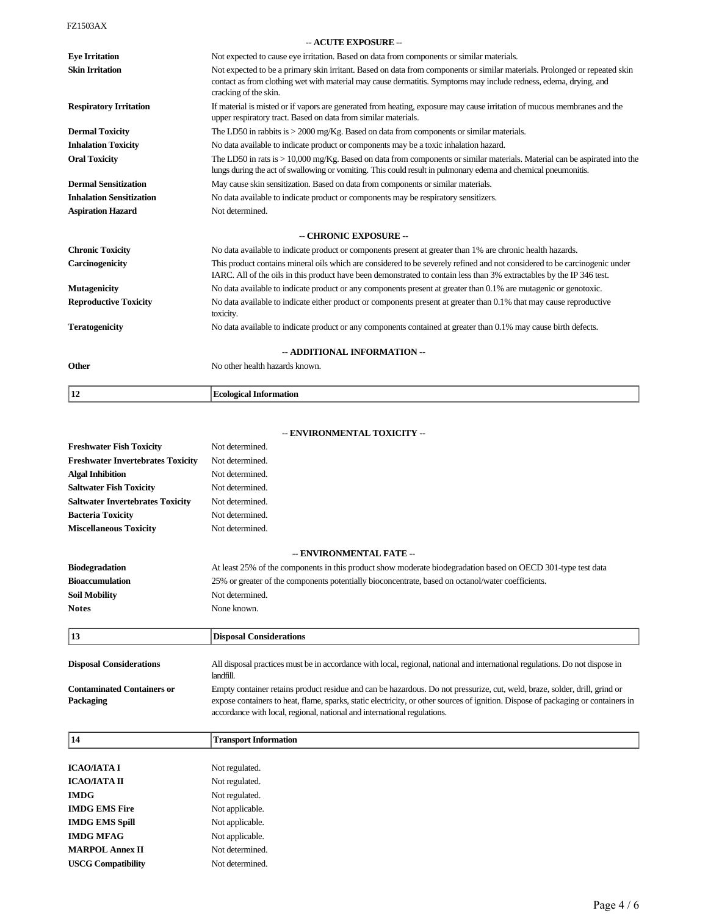**-- ACUTE EXPOSURE --**

| | |
|---|---|
| **Eye Irritation** | Not expected to cause eye irritation. Based on data from components or similar materials. |
| **Skin Irritation** | Not expected to be a primary skin irritant. Based on data from components or similar materials. Prolonged or repeated skin contact as from clothing wet with material may cause dermatitis. Symptoms may include redness, edema, drying, and cracking of the skin. |
| **Respiratory Irritation** | If material is misted or if vapors are generated from heating, exposure may cause irritation of mucous membranes and the upper respiratory tract. Based on data from similar materials. |
| **Dermal Toxicity** | The LD50 in rabbits is > 2000 mg/Kg. Based on data from components or similar materials. |
| **Inhalation Toxicity** | No data available to indicate product or components may be a toxic inhalation hazard. |
| **Oral Toxicity** | The LD50 in rats is > 10,000 mg/Kg. Based on data from components or similar materials. Material can be aspirated into the lungs during the act of swallowing or vomiting. This could result in pulmonary edema and chemical pneumonitis. |
| **Dermal Sensitization** | May cause skin sensitization. Based on data from components or similar materials. |
| **Inhalation Sensitization** | No data available to indicate product or components may be respiratory sensitizers. |
| **Aspiration Hazard** | Not determined. |

**-- CHRONIC EXPOSURE --**

| | |
|---|---|
| **Chronic Toxicity** | No data available to indicate product or components present at greater than 1% are chronic health hazards. |
| **Carcinogenicity** | This product contains mineral oils which are considered to be severely refined and not considered to be carcinogenic under IARC. All of the oils in this product have been demonstrated to contain less than 3% extractables by the IP 346 test. |
| **Mutagenicity** | No data available to indicate product or any components present at greater than 0.1% are mutagenic or genotoxic. |
| **Reproductive Toxicity** | No data available to indicate either product or components present at greater than 0.1% that may cause reproductive toxicity. |
| **Teratogenicity** | No data available to indicate product or any components contained at greater than 0.1% may cause birth defects. |

**-- ADDITIONAL INFORMATION --**

| | |
|---|---|
| **Other** | No other health hazards known. |

## 12 Ecological Information

**-- ENVIRONMENTAL TOXICITY --**

| | |
|---|---|
| **Freshwater Fish Toxicity** | Not determined. |
| **Freshwater Invertebrates Toxicity** | Not determined. |
| **Algal Inhibition** | Not determined. |
| **Saltwater Fish Toxicity** | Not determined. |
| **Saltwater Invertebrates Toxicity** | Not determined. |
| **Bacteria Toxicity** | Not determined. |
| **Miscellaneous Toxicity** | Not determined. |

**-- ENVIRONMENTAL FATE --**

| | |
|---|---|
| **Biodegradation** | At least 25% of the components in this product show moderate biodegradation based on OECD 301-type test data |
| **Bioaccumulation** | 25% or greater of the components potentially bioconcentrate, based on octanol/water coefficients. |
| **Soil Mobility** | Not determined. |
| **Notes** | None known. |

## 13 Disposal Considerations

| | |
|---|---|
| **Disposal Considerations** | All disposal practices must be in accordance with local, regional, national and international regulations. Do not dispose in landfill. |
| **Contaminated Containers or Packaging** | Empty container retains product residue and can be hazardous. Do not pressurize, cut, weld, braze, solder, drill, grind or expose containers to heat, flame, sparks, static electricity, or other sources of ignition. Dispose of packaging or containers in accordance with local, regional, national and international regulations. |

## 14 Transport Information

| | |
|---|---|
| **ICAO/IATA I** | Not regulated. |
| **ICAO/IATA II** | Not regulated. |
| **IMDG** | Not regulated. |
| **IMDG EMS Fire** | Not applicable. |
| **IMDG EMS Spill** | Not applicable. |
| **IMDG MFAG** | Not applicable. |
| **MARPOL Annex II** | Not determined. |
| **USCG Compatibility** | Not determined. |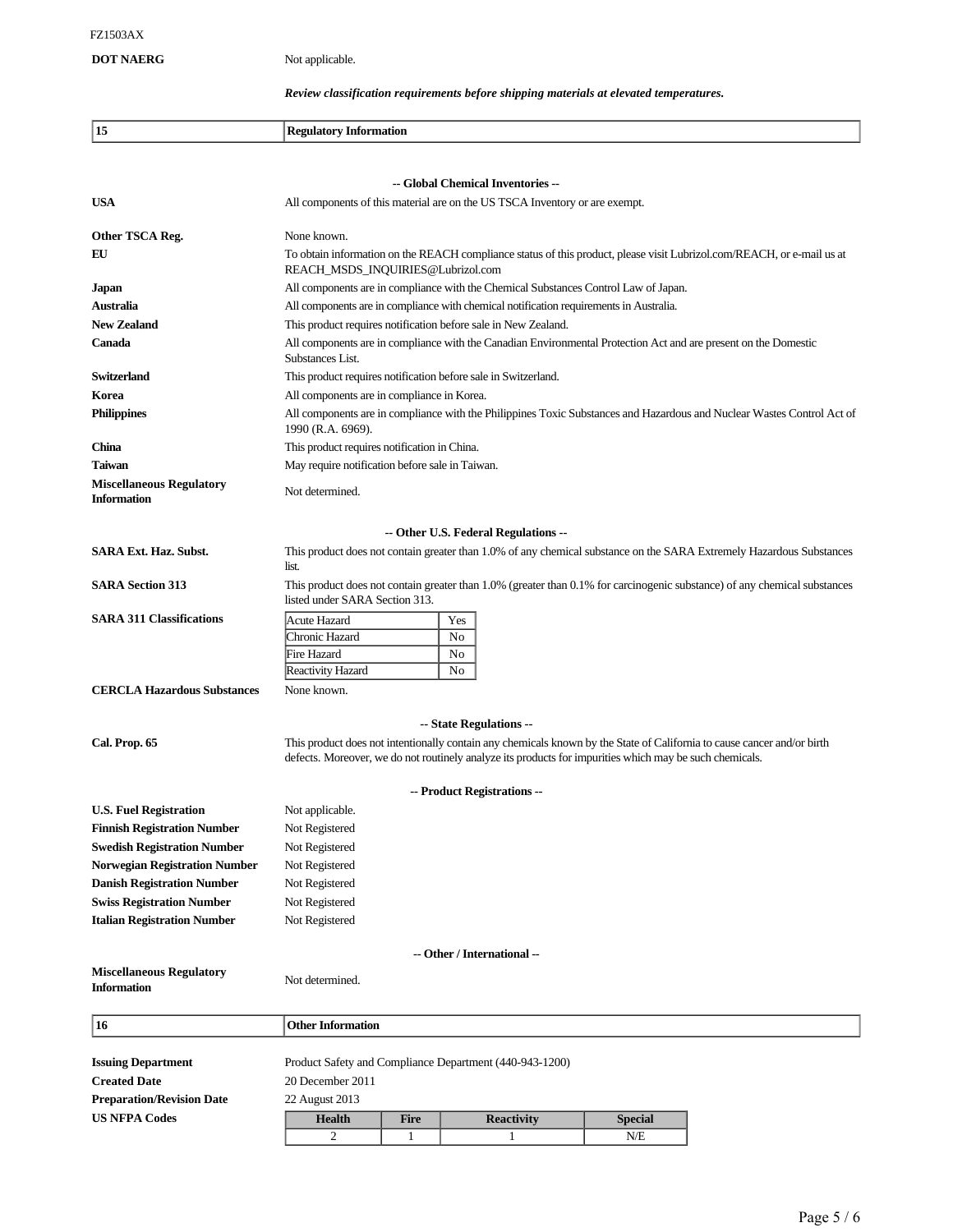**DOT NAERG** Not applicable.

***Review classification requirements before shipping materials at elevated temperatures.***

## 15 Regulatory Information

### -- Global Chemical Inventories --

**USA** All components of this material are on the US TSCA Inventory or are exempt.

**Other TSCA Reg.** None known.

**EU** To obtain information on the REACH compliance status of this product, please visit Lubrizol.com/REACH, or e-mail us at REACH_MSDS_INQUIRIES@Lubrizol.com

**Japan** All components are in compliance with the Chemical Substances Control Law of Japan.

**Australia** All components are in compliance with chemical notification requirements in Australia.

**New Zealand** This product requires notification before sale in New Zealand.

**Canada** All components are in compliance with the Canadian Environmental Protection Act and are present on the Domestic Substances List.

**Switzerland** This product requires notification before sale in Switzerland.

**Korea** All components are in compliance in Korea.

**Philippines** All components are in compliance with the Philippines Toxic Substances and Hazardous and Nuclear Wastes Control Act of 1990 (R.A. 6969).

**China** This product requires notification in China.

**Taiwan** May require notification before sale in Taiwan.

**Miscellaneous Regulatory Information** Not determined.

### -- Other U.S. Federal Regulations --

**SARA Ext. Haz. Subst.** This product does not contain greater than 1.0% of any chemical substance on the SARA Extremely Hazardous Substances list.

**SARA Section 313** This product does not contain greater than 1.0% (greater than 0.1% for carcinogenic substance) of any chemical substances listed under SARA Section 313.

**SARA 311 Classifications**

| Hazard | |
|---|---|
| Acute Hazard | Yes |
| Chronic Hazard | No |
| Fire Hazard | No |
| Reactivity Hazard | No |

**CERCLA Hazardous Substances** None known.

### -- State Regulations --

**Cal. Prop. 65** This product does not intentionally contain any chemicals known by the State of California to cause cancer and/or birth defects. Moreover, we do not routinely analyze its products for impurities which may be such chemicals.

### -- Product Registrations --

**U.S. Fuel Registration** Not applicable.

**Finnish Registration Number** Not Registered

**Swedish Registration Number** Not Registered

**Norwegian Registration Number** Not Registered

**Danish Registration Number** Not Registered

**Swiss Registration Number** Not Registered

**Italian Registration Number** Not Registered

### -- Other / International --

**Miscellaneous Regulatory Information** Not determined.

## 16 Other Information

**Issuing Department** Product Safety and Compliance Department (440-943-1200)

**Created Date** 20 December 2011

**Preparation/Revision Date** 22 August 2013

**US NFPA Codes**

| Health | Fire | Reactivity | Special |
|---|---|---|---|
| 2 | 1 | 1 | N/E |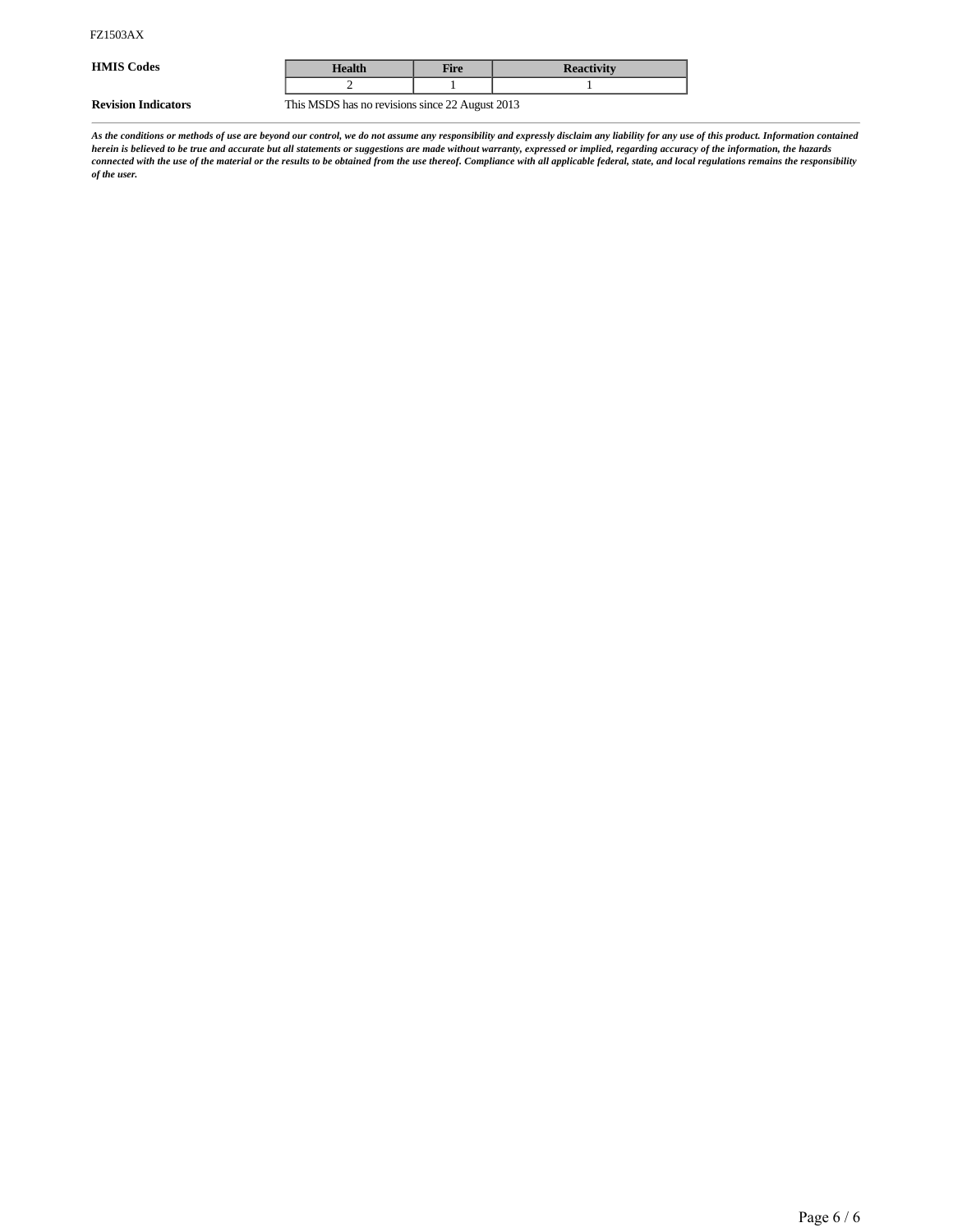**HMIS Codes**

| Health | Fire | Reactivity |
| --- | --- | --- |
| 2 | 1 | 1 |

**Revision Indicators** This MSDS has no revisions since 22 August 2013

***As the conditions or methods of use are beyond our control, we do not assume any responsibility and expressly disclaim any liability for any use of this product. Information contained herein is believed to be true and accurate but all statements or suggestions are made without warranty, expressed or implied, regarding accuracy of the information, the hazards connected with the use of the material or the results to be obtained from the use thereof. Compliance with all applicable federal, state, and local regulations remains the responsibility of the user.***